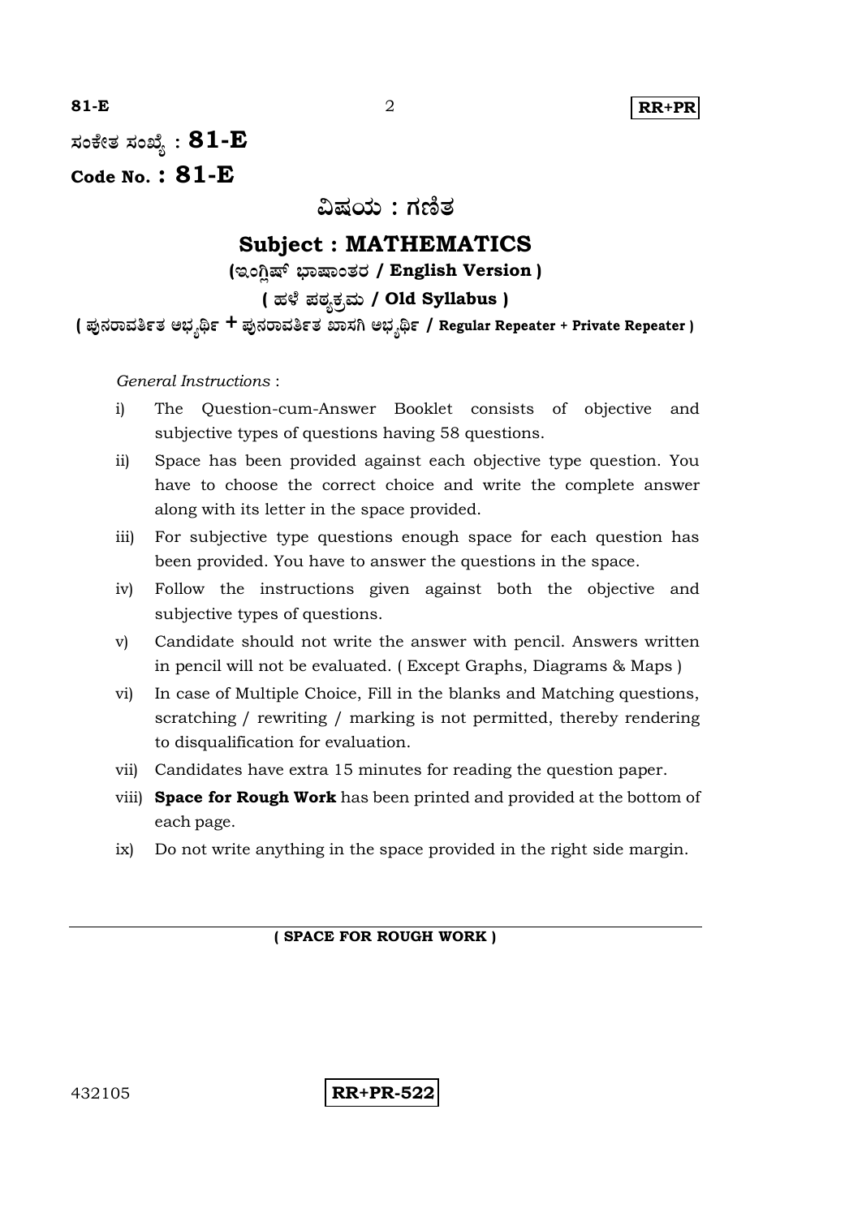ಸಂಕೇತ ಸಂಖ್ಯೆ : **81-E**

**Code No. : 81-E**

# ವಿಷಯ : ಗಣಿತ

# Subject : MATHEMATICS

**(ಇಂಗ್ಲಿಷ್ ಭಾಷಾಂತರ / English Version )**

**( ಹಳೆ ಪಠ್ಯಕ್ರಮ / Old Syllabus )**

**( ಪುನರಾವರ್ತಿತ ಅಭ್ಯರ್ಥಿ + ಪುನರಾವರ್ತಿತ ಖಾಸಗಿ ಅಭ್ಯರ್ಥಿ / Regular Repeater + Private Repeater )**

*General Instructions* :

i) The Question-cum-Answer Booklet consists of objective and subjective types of questions having 58 questions.

ii) Space has been provided against each objective type question. You have to choose the correct choice and write the complete answer along with its letter in the space provided.

iii) For subjective type questions enough space for each question has been provided. You have to answer the questions in the space.

iv) Follow the instructions given against both the objective and subjective types of questions.

v) Candidate should not write the answer with pencil. Answers written in pencil will not be evaluated. ( Except Graphs, Diagrams & Maps )

vi) In case of Multiple Choice, Fill in the blanks and Matching questions, scratching / rewriting / marking is not permitted, thereby rendering to disqualification for evaluation.

vii) Candidates have extra 15 minutes for reading the question paper.

viii) **Space for Rough Work** has been printed and provided at the bottom of each page.

ix) Do not write anything in the space provided in the right side margin.

**( SPACE FOR ROUGH WORK )**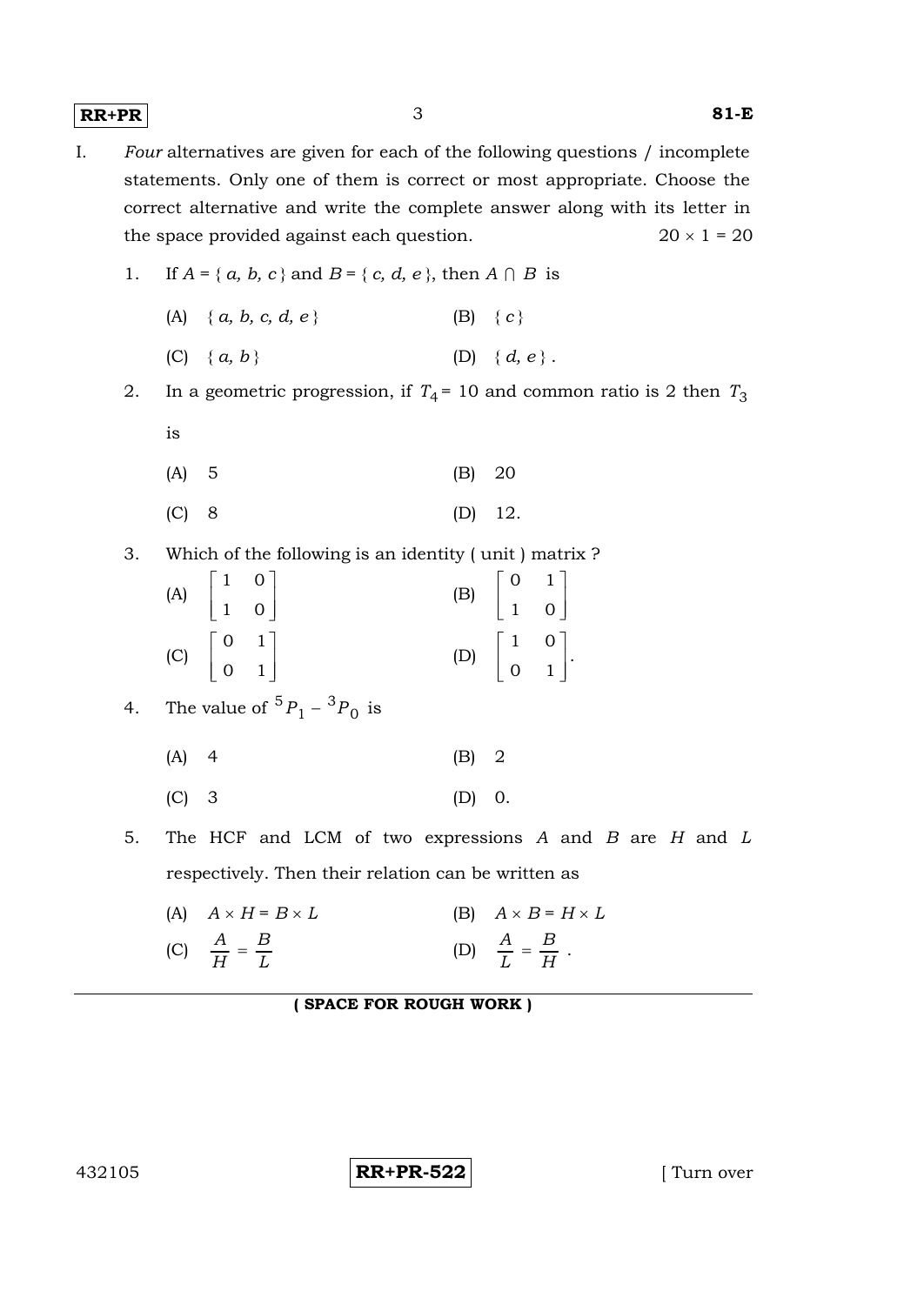I. *Four* alternatives are given for each of the following questions / incomplete statements. Only one of them is correct or most appropriate. Choose the correct alternative and write the complete answer along with its letter in the space provided against each question. $20 \times 1 = 20$

1. If $A = \{ a, b, c \}$ and $B = \{ c, d, e \}$, then $A \cap B$ is

   (A) $\{ a, b, c, d, e \}$ (B) $\{ c \}$

   (C) $\{ a, b \}$ (D) $\{ d, e \}$.

2. In a geometric progression, if $T_4 = 10$ and common ratio is 2 then $T_3$ is

   (A) 5 (B) 20

   (C) 8 (D) 12.

3. Which of the following is an identity ( unit ) matrix ?

   (A) $\begin{bmatrix} 1 & 0 \\ 1 & 0 \end{bmatrix}$ (B) $\begin{bmatrix} 0 & 1 \\ 1 & 0 \end{bmatrix}$

   (C) $\begin{bmatrix} 0 & 1 \\ 0 & 1 \end{bmatrix}$ (D) $\begin{bmatrix} 1 & 0 \\ 0 & 1 \end{bmatrix}$.

4. The value of ${}^5P_1 - {}^3P_0$ is

   (A) 4 (B) 2

   (C) 3 (D) 0.

5. The HCF and LCM of two expressions $A$ and $B$ are $H$ and $L$ respectively. Then their relation can be written as

   (A) $A \times H = B \times L$ (B) $A \times B = H \times L$

   (C) $\frac{A}{H} = \frac{B}{L}$ (D) $\frac{A}{L} = \frac{B}{H}$.

**( SPACE FOR ROUGH WORK )**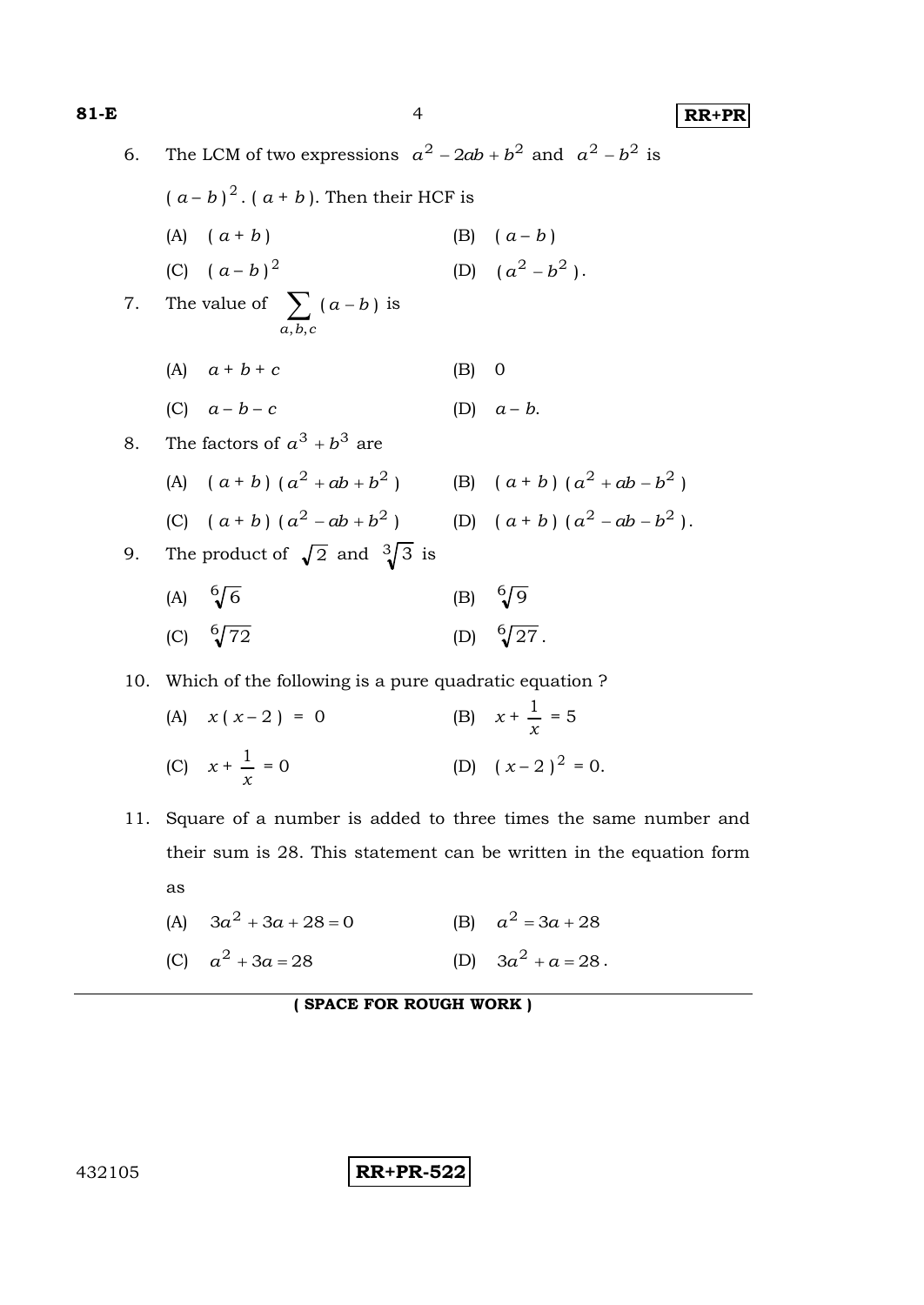6. The LCM of two expressions $a^2 - 2ab + b^2$ and $a^2 - b^2$ is $(a-b)^2 . (a+b)$. Then their HCF is

   (A) $(a+b)$ (B) $(a-b)$

   (C) $(a-b)^2$ (D) $(a^2 - b^2)$.

7. The value of $\sum_{a,b,c} (a-b)$ is

   (A) $a + b + c$ (B) 0

   (C) $a - b - c$ (D) $a - b$.

8. The factors of $a^3 + b^3$ are

   (A) $(a+b)(a^2 + ab + b^2)$ (B) $(a+b)(a^2 + ab - b^2)$

   (C) $(a+b)(a^2 - ab + b^2)$ (D) $(a+b)(a^2 - ab - b^2)$.

9. The product of $\sqrt{2}$ and $\sqrt[3]{3}$ is

   (A) $\sqrt[6]{6}$ (B) $\sqrt[6]{9}$

   (C) $\sqrt[6]{72}$ (D) $\sqrt[6]{27}$.

10. Which of the following is a pure quadratic equation ?

    (A) $x(x-2) = 0$ (B) $x + \frac{1}{x} = 5$

    (C) $x + \frac{1}{x} = 0$ (D) $(x-2)^2 = 0$.

11. Square of a number is added to three times the same number and their sum is 28. This statement can be written in the equation form as

    (A) $3a^2 + 3a + 28 = 0$ (B) $a^2 = 3a + 28$

    (C) $a^2 + 3a = 28$ (D) $3a^2 + a = 28$.

**( SPACE FOR ROUGH WORK )**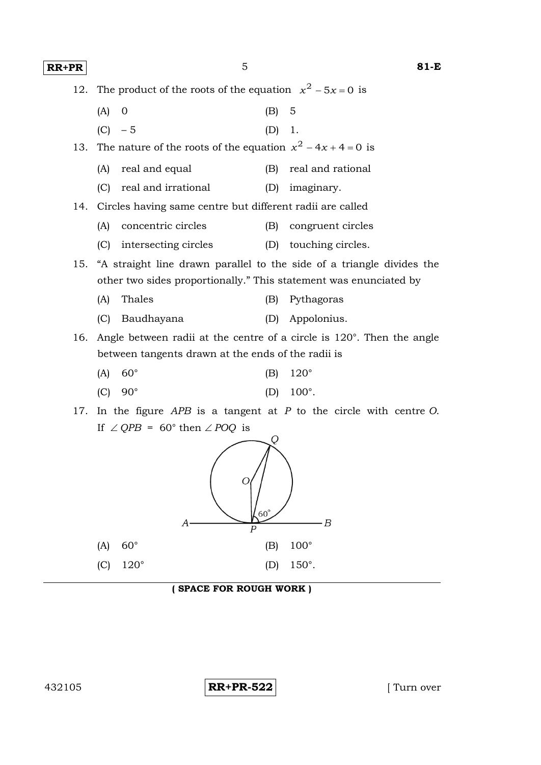12. The product of the roots of the equation $x^2 - 5x = 0$ is

    (A) 0 (B) 5

    (C) $-5$ (D) 1.

13. The nature of the roots of the equation $x^2 - 4x + 4 = 0$ is

    (A) real and equal (B) real and rational

    (C) real and irrational (D) imaginary.

14. Circles having same centre but different radii are called

    (A) concentric circles (B) congruent circles

    (C) intersecting circles (D) touching circles.

15. "A straight line drawn parallel to the side of a triangle divides the other two sides proportionally." This statement was enunciated by

    (A) Thales (B) Pythagoras

    (C) Baudhayana (D) Appolonius.

16. Angle between radii at the centre of a circle is 120°. Then the angle between tangents drawn at the ends of the radii is

    (A) 60° (B) 120°

    (C) 90° (D) 100°.

17. In the figure *APB* is a tangent at *P* to the circle with centre *O*. If $\angle QPB = 60°$ then $\angle POQ$ is

    (A) 60° (B) 100°

    (C) 120° (D) 150°.

**( SPACE FOR ROUGH WORK )**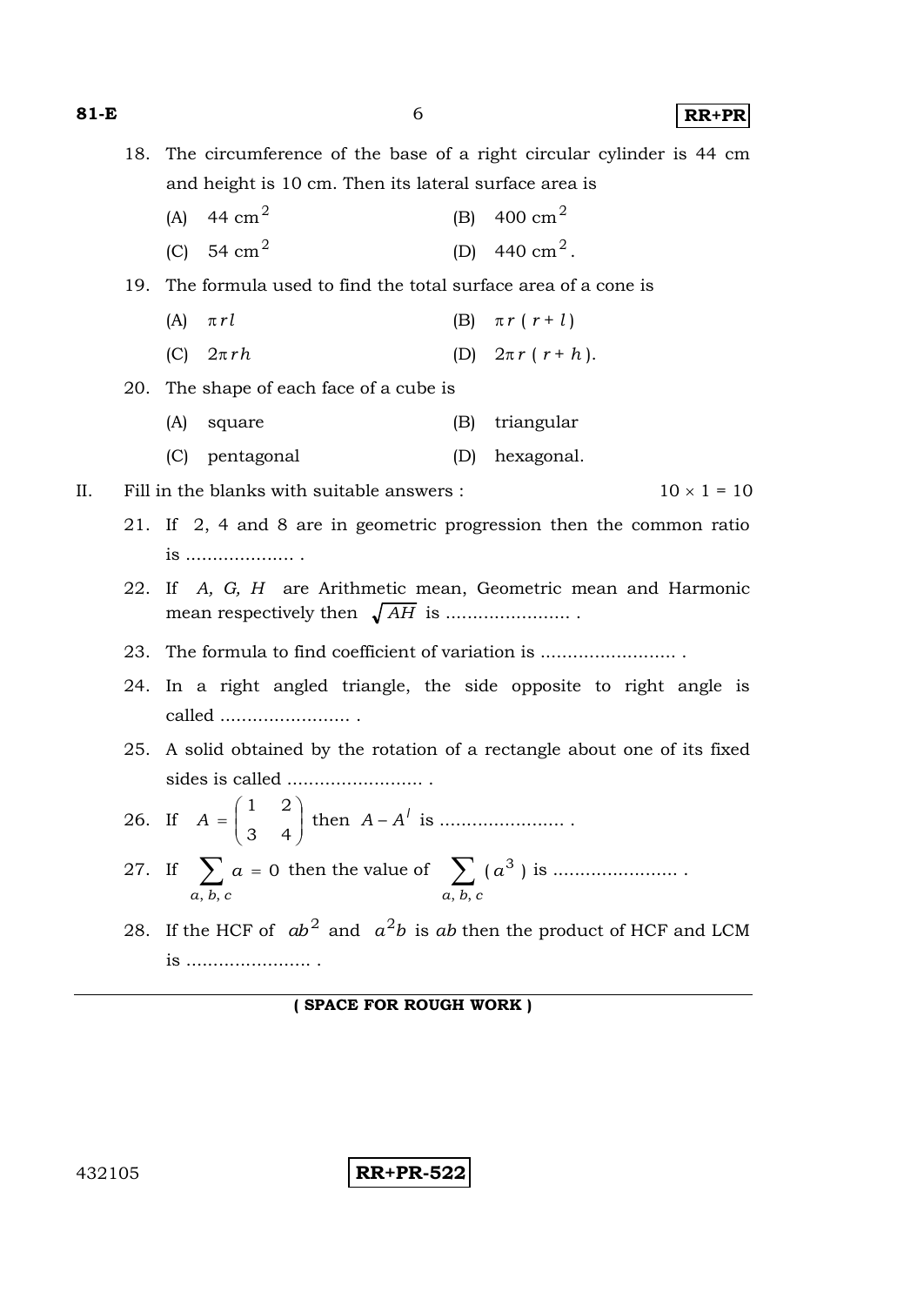18. The circumference of the base of a right circular cylinder is 44 cm and height is 10 cm. Then its lateral surface area is

    (A) 44 $cm^2$ (B) 400 $cm^2$

    (C) 54 $cm^2$ (D) 440 $cm^2$.

19. The formula used to find the total surface area of a cone is

    (A) $\pi r l$ (B) $\pi r ( r + l )$

    (C) $2\pi r h$ (D) $2\pi r ( r + h )$.

20. The shape of each face of a cube is

    (A) square (B) triangular

    (C) pentagonal (D) hexagonal.

II. Fill in the blanks with suitable answers : $10 \times 1 = 10$

21. If 2, 4 and 8 are in geometric progression then the common ratio is .................... .

22. If *A, G, H* are Arithmetic mean, Geometric mean and Harmonic mean respectively then $\sqrt{AH}$ is ....................... .

23. The formula to find coefficient of variation is ......................... .

24. In a right angled triangle, the side opposite to right angle is called ........................ .

25. A solid obtained by the rotation of a rectangle about one of its fixed sides is called ......................... .

26. If $A = \begin{pmatrix} 1 & 2 \\ 3 & 4 \end{pmatrix}$ then $A - A^l$ is ....................... .

27. If $\sum_{a,\, b,\, c} a = 0$ then the value of $\sum_{a,\, b,\, c} ( a^3 )$ is ....................... .

28. If the HCF of $ab^2$ and $a^2b$ is $ab$ then the product of HCF and LCM is ....................... .

**( SPACE FOR ROUGH WORK )**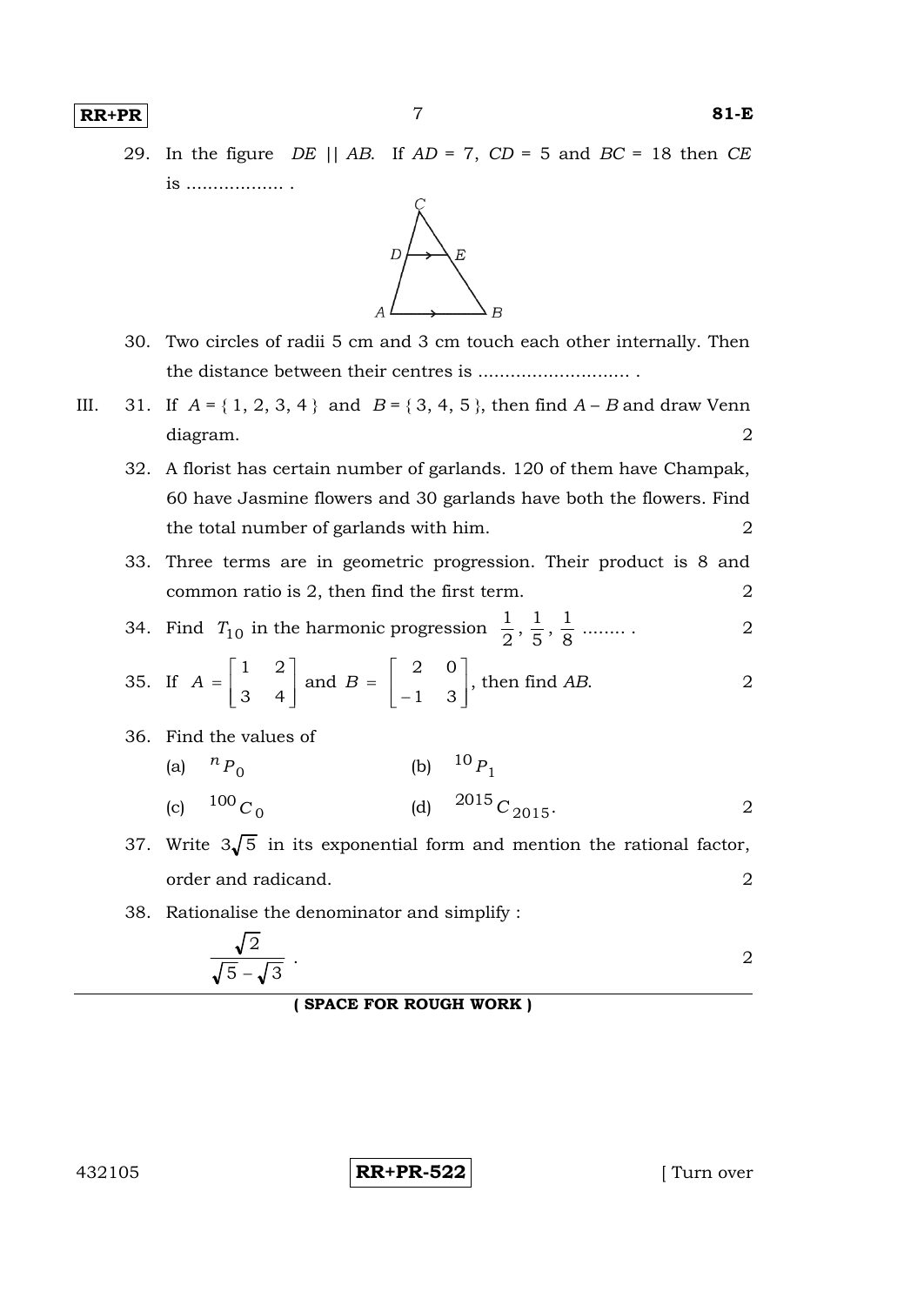29. In the figure $DE \parallel AB$. If $AD = 7$, $CD = 5$ and $BC = 18$ then $CE$ is .................. .

30. Two circles of radii 5 cm and 3 cm touch each other internally. Then the distance between their centres is ............................ .

III. 31. If $A = \{1, 2, 3, 4\}$ and $B = \{3, 4, 5\}$, then find $A - B$ and draw Venn diagram. 2

32. A florist has certain number of garlands. 120 of them have Champak, 60 have Jasmine flowers and 30 garlands have both the flowers. Find the total number of garlands with him. 2

33. Three terms are in geometric progression. Their product is 8 and common ratio is 2, then find the first term. 2

34. Find $T_{10}$ in the harmonic progression $\frac{1}{2}, \frac{1}{5}, \frac{1}{8}$ ........ . 2

35. If $A = \begin{bmatrix} 1 & 2 \\ 3 & 4 \end{bmatrix}$ and $B = \begin{bmatrix} 2 & 0 \\ -1 & 3 \end{bmatrix}$, then find $AB$. 2

36. Find the values of

(a) ${}^{n}P_{0}$ (b) ${}^{10}P_{1}$

(c) ${}^{100}C_{0}$ (d) ${}^{2015}C_{2015}$. 2

37. Write $3\sqrt{5}$ in its exponential form and mention the rational factor, order and radicand. 2

38. Rationalise the denominator and simplify :

$$\frac{\sqrt{2}}{\sqrt{5} - \sqrt{3}} .$$ 2

**( SPACE FOR ROUGH WORK )**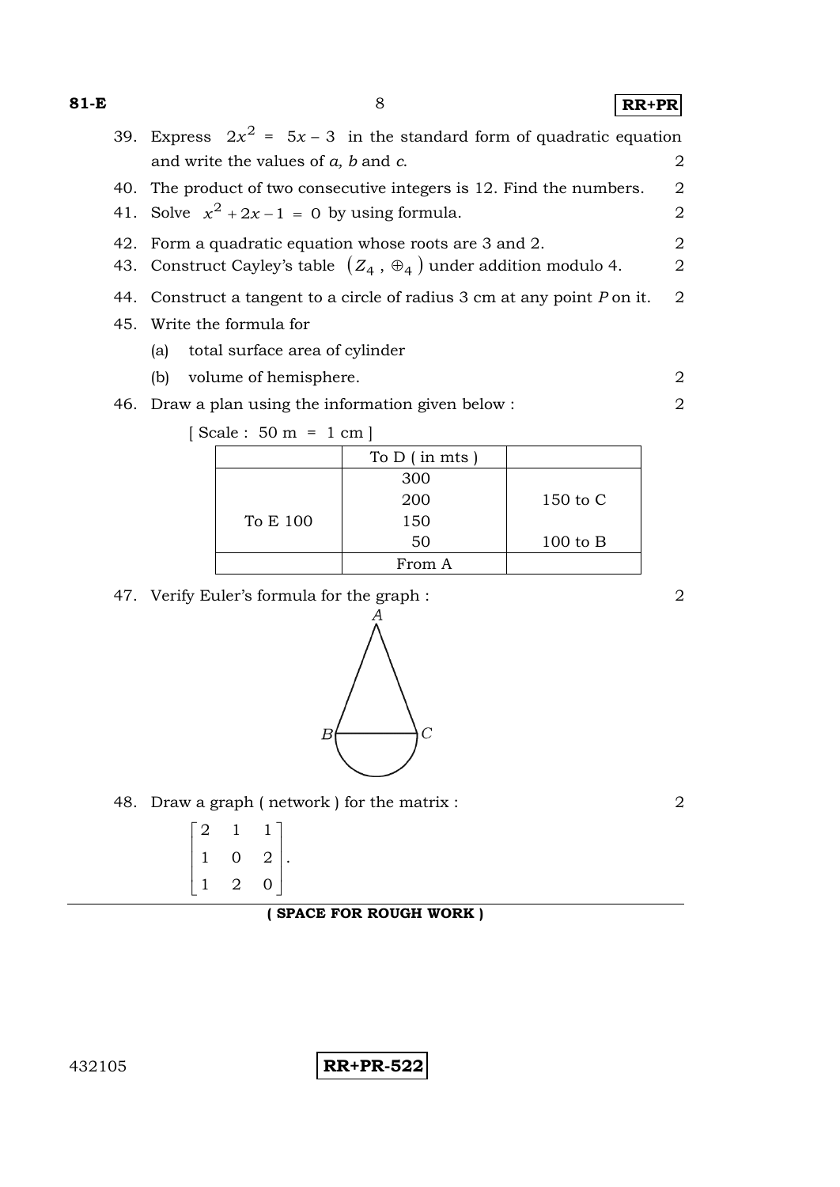39. Express $2x^2 = 5x - 3$ in the standard form of quadratic equation and write the values of *a, b* and *c*. 2

40. The product of two consecutive integers is 12. Find the numbers. 2

41. Solve $x^2 + 2x - 1 = 0$ by using formula. 2

42. Form a quadratic equation whose roots are 3 and 2. 2

43. Construct Cayley's table $(Z_4, \oplus_4)$ under addition modulo 4. 2

44. Construct a tangent to a circle of radius 3 cm at any point *P* on it. 2

45. Write the formula for

    (a) total surface area of cylinder

    (b) volume of hemisphere. 2

46. Draw a plan using the information given below : 2

    [ Scale : 50 m = 1 cm ]

| | To D ( in mts ) | |
|---|---|---|
| | 300 | |
| | 200 | 150 to C |
| To E 100 | 150 | |
| | 50 | 100 to B |
| | From A | |

47. Verify Euler's formula for the graph : 2

48. Draw a graph ( network ) for the matrix : 2

$$\begin{bmatrix} 2 & 1 & 1 \\ 1 & 0 & 2 \\ 1 & 2 & 0 \end{bmatrix}.$$

**( SPACE FOR ROUGH WORK )**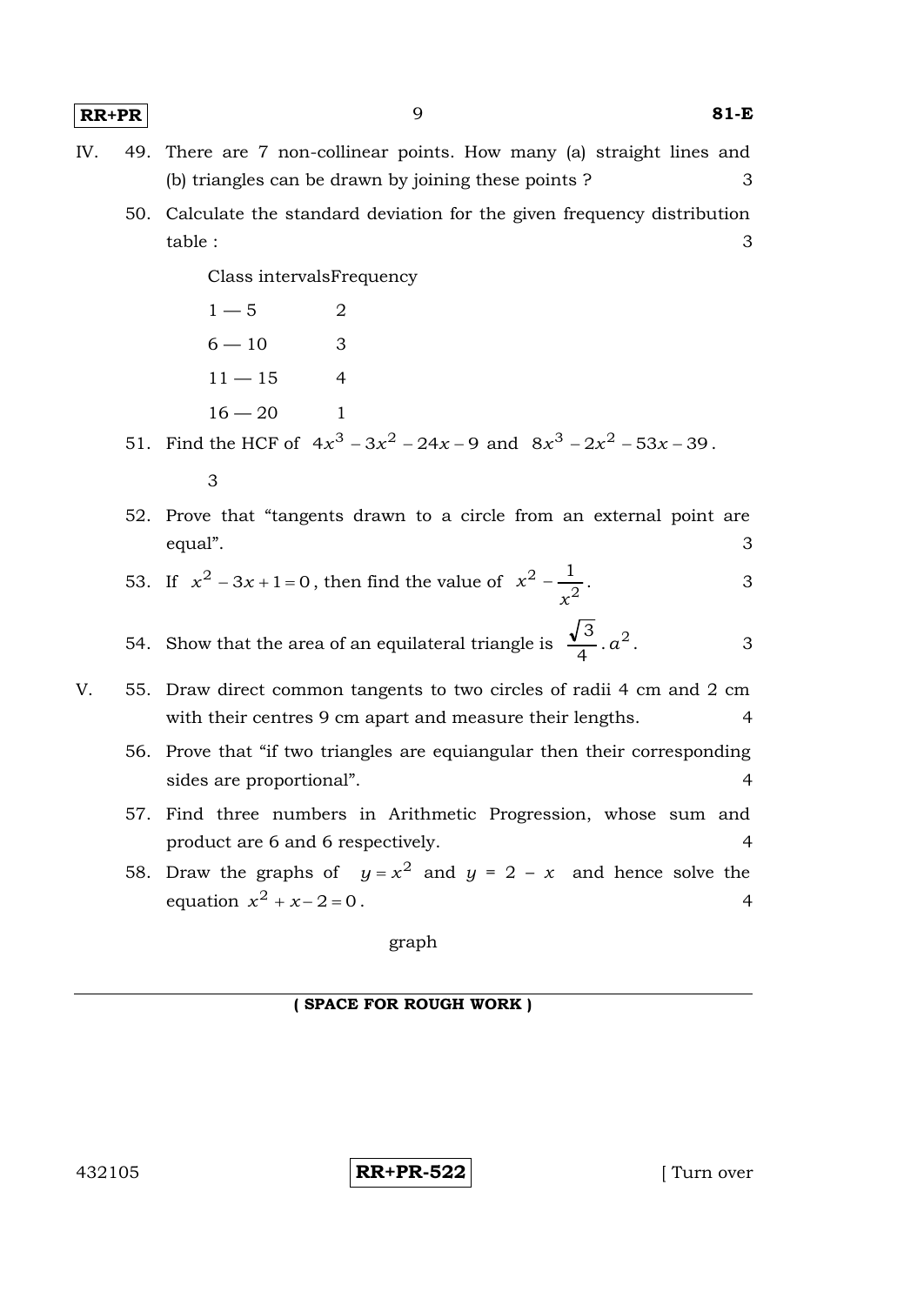IV. 49. There are 7 non-collinear points. How many (a) straight lines and (b) triangles can be drawn by joining these points ? 3

50. Calculate the standard deviation for the given frequency distribution table : 3

| Class intervals | Frequency |
|---|---|
| 1 — 5 | 2 |
| 6 — 10 | 3 |
| 11 — 15 | 4 |
| 16 — 20 | 1 |

51. Find the HCF of $4x^3 - 3x^2 - 24x - 9$ and $8x^3 - 2x^2 - 53x - 39$.

3

52. Prove that "tangents drawn to a circle from an external point are equal". 3

53. If $x^2 - 3x + 1 = 0$, then find the value of $x^2 - \frac{1}{x^2}$. 3

54. Show that the area of an equilateral triangle is $\frac{\sqrt{3}}{4} . a^2$. 3

V. 55. Draw direct common tangents to two circles of radii 4 cm and 2 cm with their centres 9 cm apart and measure their lengths. 4

56. Prove that "if two triangles are equiangular then their corresponding sides are proportional". 4

57. Find three numbers in Arithmetic Progression, whose sum and product are 6 and 6 respectively. 4

58. Draw the graphs of $y = x^2$ and $y = 2 - x$ and hence solve the equation $x^2 + x - 2 = 0$. 4

graph

**( SPACE FOR ROUGH WORK )**